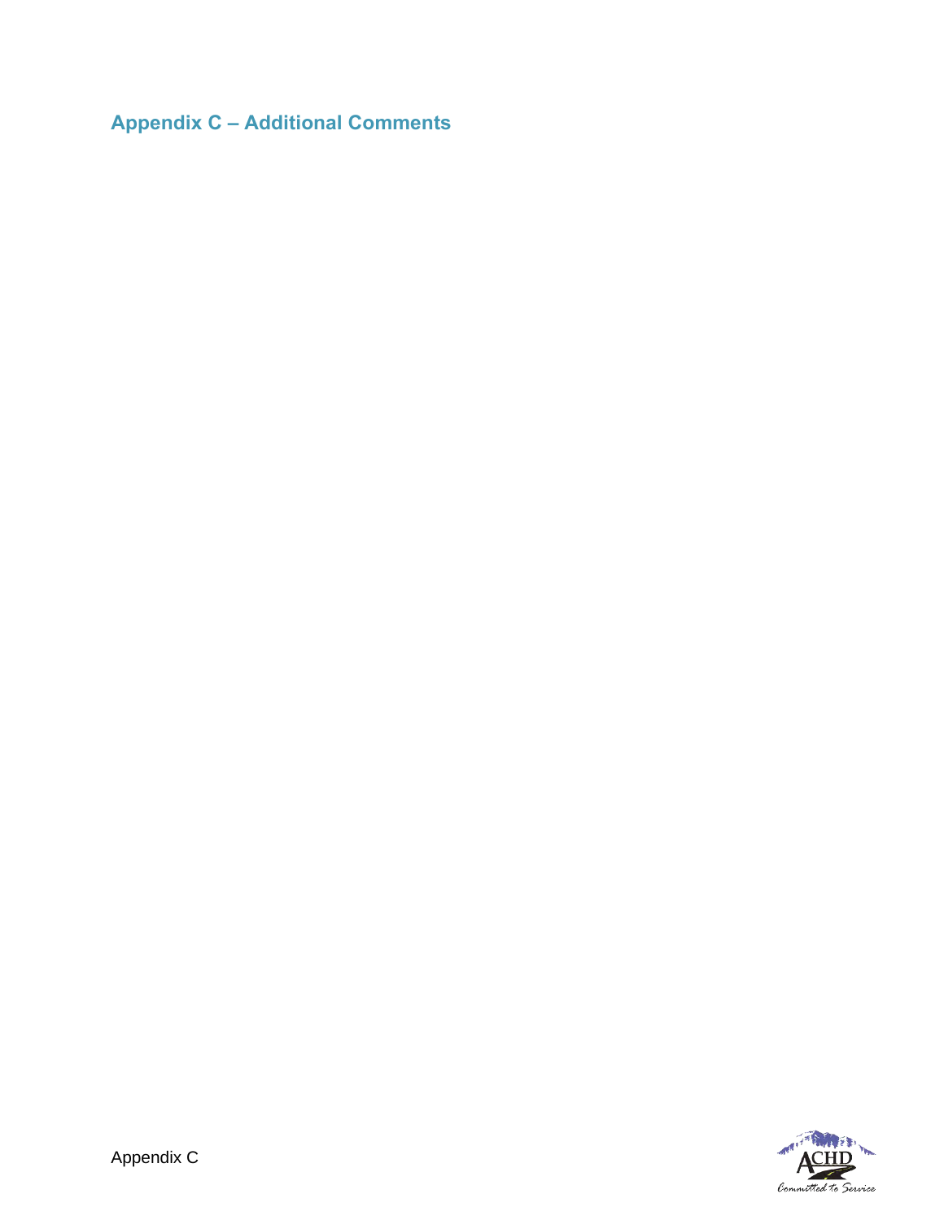# Appendix C – Additional Comments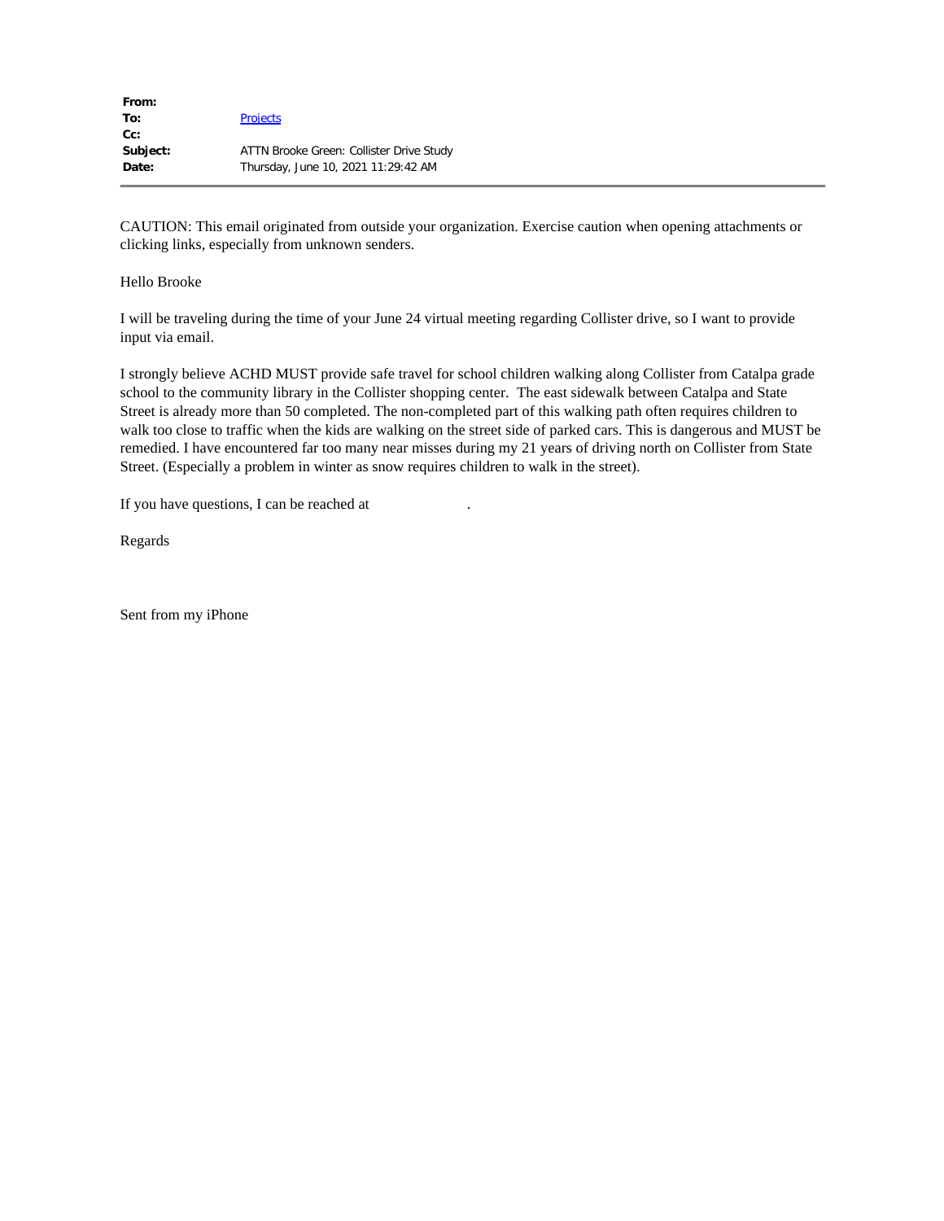| | |
|---|---|
| **From:** | |
| **To:** | Projects |
| **Cc:** | |
| **Subject:** | ATTN Brooke Green: Collister Drive Study |
| **Date:** | Thursday, June 10, 2021 11:29:42 AM |

CAUTION: This email originated from outside your organization. Exercise caution when opening attachments or clicking links, especially from unknown senders.

Hello Brooke

I will be traveling during the time of your June 24 virtual meeting regarding Collister drive, so I want to provide input via email.

I strongly believe ACHD MUST provide safe travel for school children walking along Collister from Catalpa grade school to the community library in the Collister shopping center. The east sidewalk between Catalpa and State Street is already more than 50 completed. The non-completed part of this walking path often requires children to walk too close to traffic when the kids are walking on the street side of parked cars. This is dangerous and MUST be remedied. I have encountered far too many near misses during my 21 years of driving north on Collister from State Street. (Especially a problem in winter as snow requires children to walk in the street).

If you have questions, I can be reached at .

Regards

Sent from my iPhone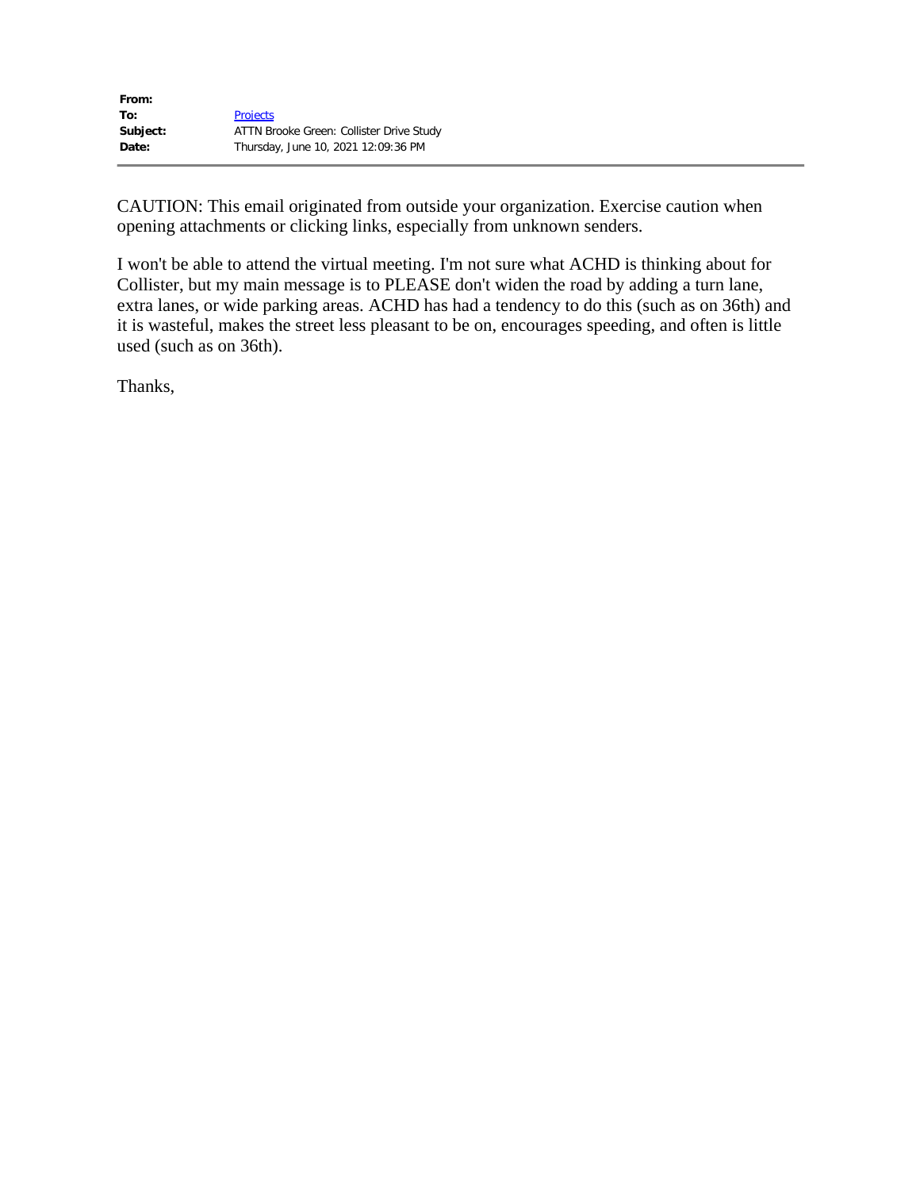| | |
|---|---|
| **From:** | |
| **To:** | Projects |
| **Subject:** | ATTN Brooke Green: Collister Drive Study |
| **Date:** | Thursday, June 10, 2021 12:09:36 PM |

CAUTION: This email originated from outside your organization. Exercise caution when opening attachments or clicking links, especially from unknown senders.

I won't be able to attend the virtual meeting. I'm not sure what ACHD is thinking about for Collister, but my main message is to PLEASE don't widen the road by adding a turn lane, extra lanes, or wide parking areas. ACHD has had a tendency to do this (such as on 36th) and it is wasteful, makes the street less pleasant to be on, encourages speeding, and often is little used (such as on 36th).

Thanks,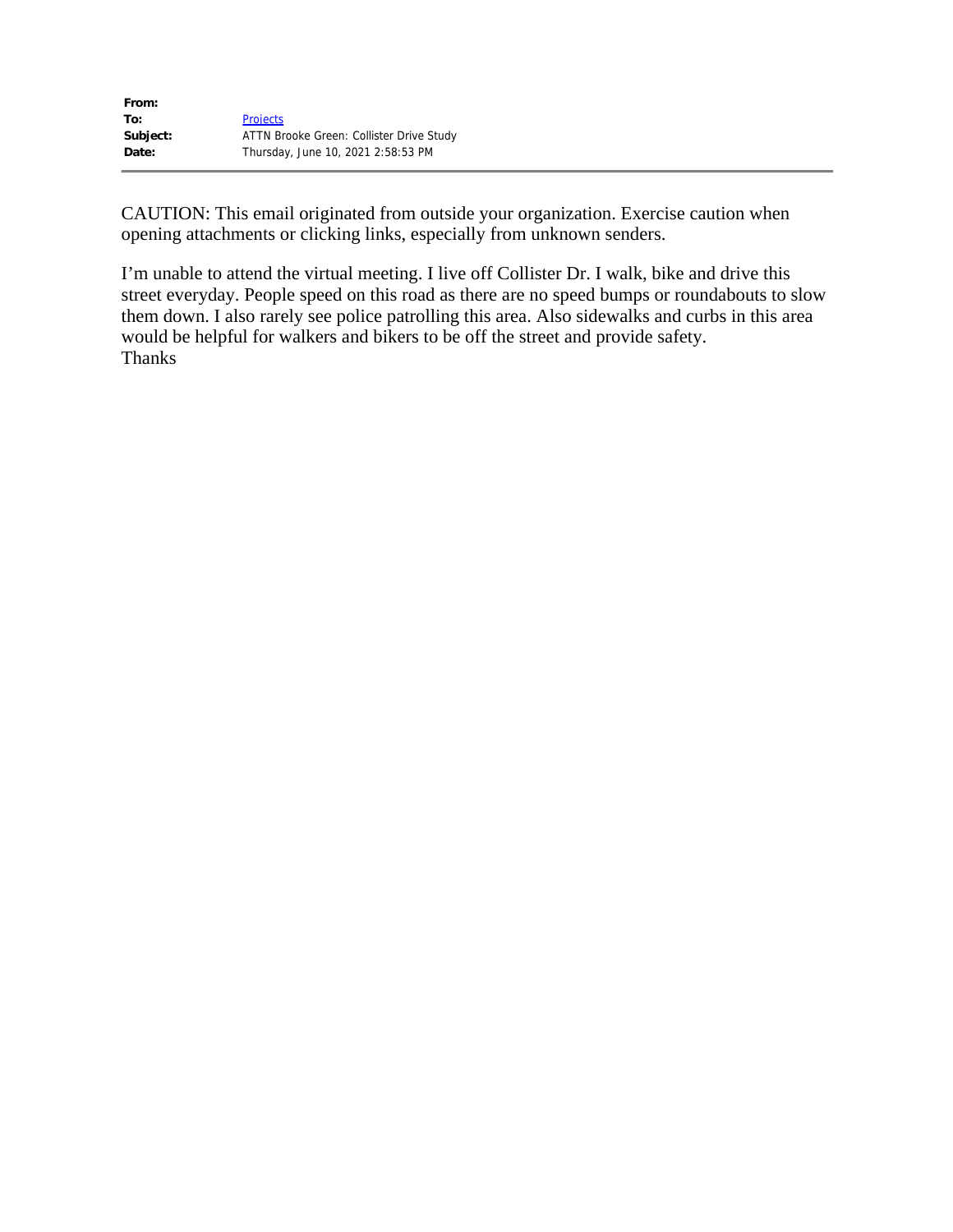| | |
|---|---|
| **From:** | |
| **To:** | Projects |
| **Subject:** | ATTN Brooke Green: Collister Drive Study |
| **Date:** | Thursday, June 10, 2021 2:58:53 PM |

CAUTION: This email originated from outside your organization. Exercise caution when opening attachments or clicking links, especially from unknown senders.

I'm unable to attend the virtual meeting. I live off Collister Dr. I walk, bike and drive this street everyday. People speed on this road as there are no speed bumps or roundabouts to slow them down. I also rarely see police patrolling this area. Also sidewalks and curbs in this area would be helpful for walkers and bikers to be off the street and provide safety.
Thanks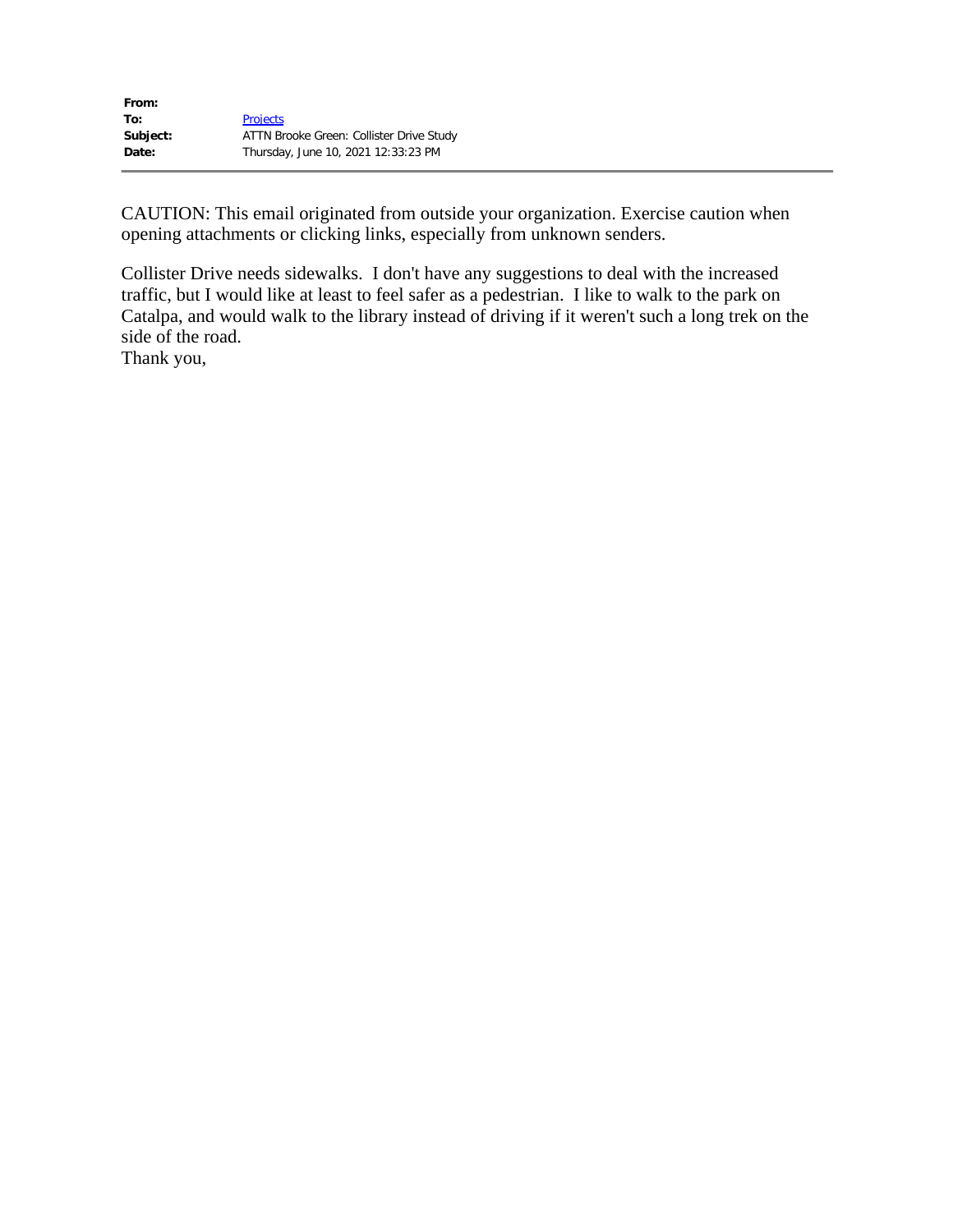| | |
|---|---|
| **From:** | |
| **To:** | Projects |
| **Subject:** | ATTN Brooke Green: Collister Drive Study |
| **Date:** | Thursday, June 10, 2021 12:33:23 PM |

CAUTION: This email originated from outside your organization. Exercise caution when opening attachments or clicking links, especially from unknown senders.

Collister Drive needs sidewalks. I don't have any suggestions to deal with the increased traffic, but I would like at least to feel safer as a pedestrian. I like to walk to the park on Catalpa, and would walk to the library instead of driving if it weren't such a long trek on the side of the road.
Thank you,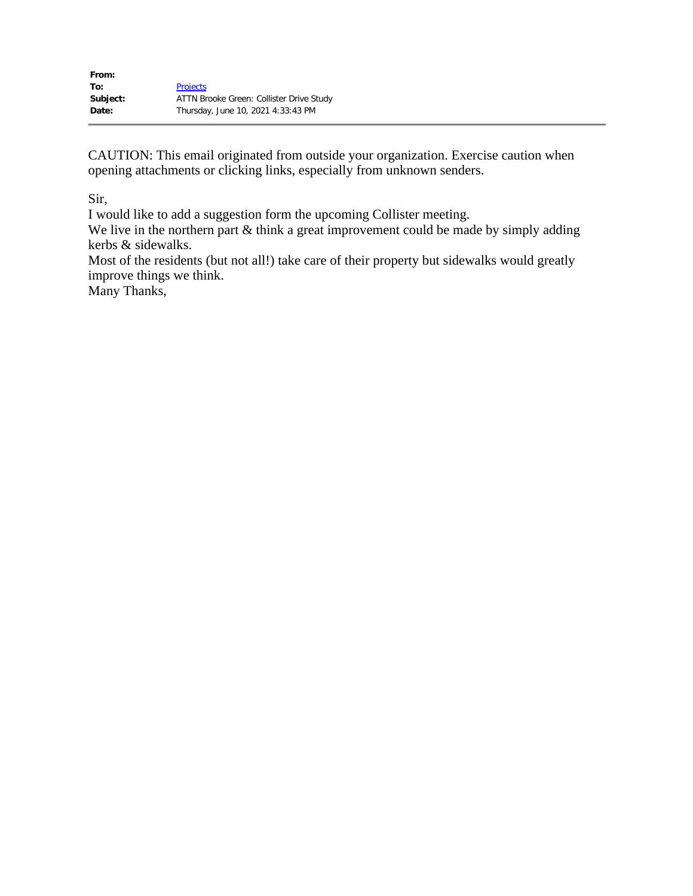| | |
|---|---|
| **From:** | |
| **To:** | Projects |
| **Subject:** | ATTN Brooke Green: Collister Drive Study |
| **Date:** | Thursday, June 10, 2021 4:33:43 PM |

CAUTION: This email originated from outside your organization. Exercise caution when opening attachments or clicking links, especially from unknown senders.

Sir,
I would like to add a suggestion form the upcoming Collister meeting.
We live in the northern part & think a great improvement could be made by simply adding kerbs & sidewalks.
Most of the residents (but not all!) take care of their property but sidewalks would greatly improve things we think.
Many Thanks,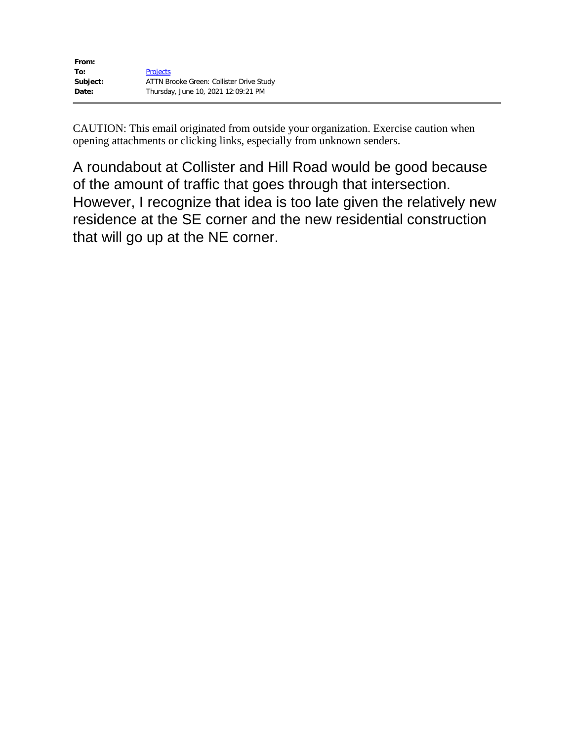**From:**
**To:** Projects
**Subject:** ATTN Brooke Green: Collister Drive Study
**Date:** Thursday, June 10, 2021 12:09:21 PM

---

CAUTION: This email originated from outside your organization. Exercise caution when opening attachments or clicking links, especially from unknown senders.

A roundabout at Collister and Hill Road would be good because of the amount of traffic that goes through that intersection. However, I recognize that idea is too late given the relatively new residence at the SE corner and the new residential construction that will go up at the NE corner.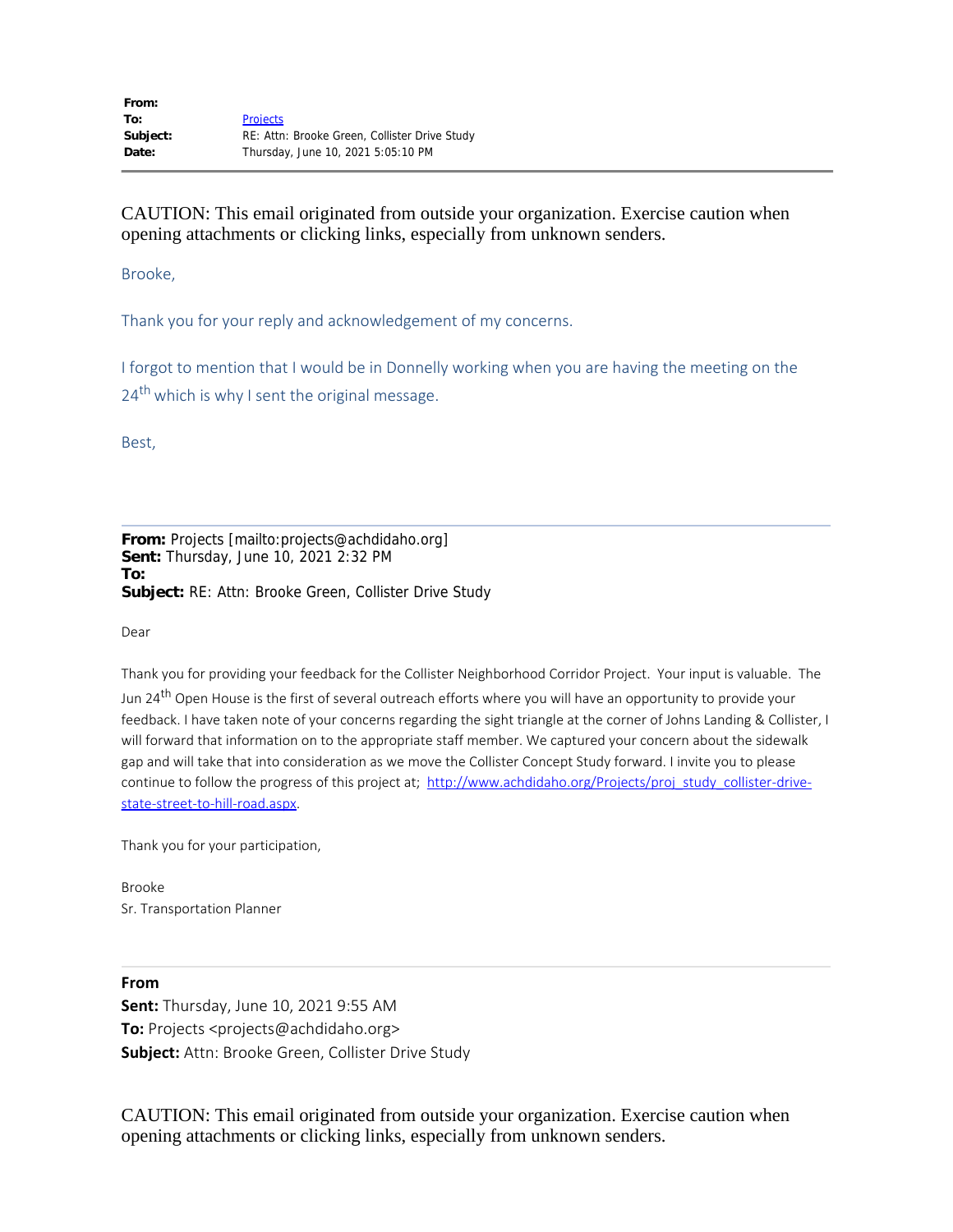**From:**
**To:** Projects
**Subject:** RE: Attn: Brooke Green, Collister Drive Study
**Date:** Thursday, June 10, 2021 5:05:10 PM

---

CAUTION: This email originated from outside your organization. Exercise caution when opening attachments or clicking links, especially from unknown senders.

Brooke,

Thank you for your reply and acknowledgement of my concerns.

I forgot to mention that I would be in Donnelly working when you are having the meeting on the 24th which is why I sent the original message.

Best,

---

**From:** Projects [mailto:projects@achdidaho.org]
**Sent:** Thursday, June 10, 2021 2:32 PM
**To:**
**Subject:** RE: Attn: Brooke Green, Collister Drive Study

Dear

Thank you for providing your feedback for the Collister Neighborhood Corridor Project. Your input is valuable. The Jun 24th Open House is the first of several outreach efforts where you will have an opportunity to provide your feedback. I have taken note of your concerns regarding the sight triangle at the corner of Johns Landing & Collister, I will forward that information on to the appropriate staff member. We captured your concern about the sidewalk gap and will take that into consideration as we move the Collister Concept Study forward. I invite you to please continue to follow the progress of this project at; http://www.achdidaho.org/Projects/proj_study_collister-drive-state-street-to-hill-road.aspx.

Thank you for your participation,

Brooke
Sr. Transportation Planner

---

**From**
**Sent:** Thursday, June 10, 2021 9:55 AM
**To:** Projects <projects@achdidaho.org>
**Subject:** Attn: Brooke Green, Collister Drive Study

CAUTION: This email originated from outside your organization. Exercise caution when opening attachments or clicking links, especially from unknown senders.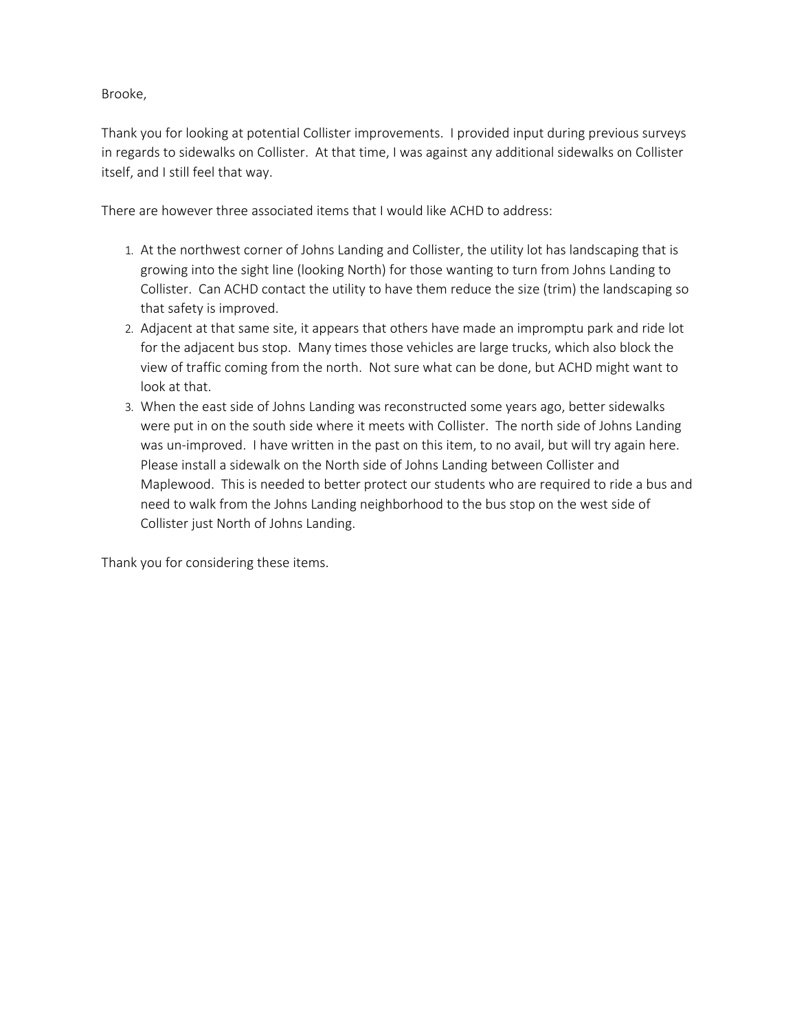Brooke,

Thank you for looking at potential Collister improvements. I provided input during previous surveys in regards to sidewalks on Collister. At that time, I was against any additional sidewalks on Collister itself, and I still feel that way.

There are however three associated items that I would like ACHD to address:

1. At the northwest corner of Johns Landing and Collister, the utility lot has landscaping that is growing into the sight line (looking North) for those wanting to turn from Johns Landing to Collister. Can ACHD contact the utility to have them reduce the size (trim) the landscaping so that safety is improved.
2. Adjacent at that same site, it appears that others have made an impromptu park and ride lot for the adjacent bus stop. Many times those vehicles are large trucks, which also block the view of traffic coming from the north. Not sure what can be done, but ACHD might want to look at that.
3. When the east side of Johns Landing was reconstructed some years ago, better sidewalks were put in on the south side where it meets with Collister. The north side of Johns Landing was un-improved. I have written in the past on this item, to no avail, but will try again here. Please install a sidewalk on the North side of Johns Landing between Collister and Maplewood. This is needed to better protect our students who are required to ride a bus and need to walk from the Johns Landing neighborhood to the bus stop on the west side of Collister just North of Johns Landing.

Thank you for considering these items.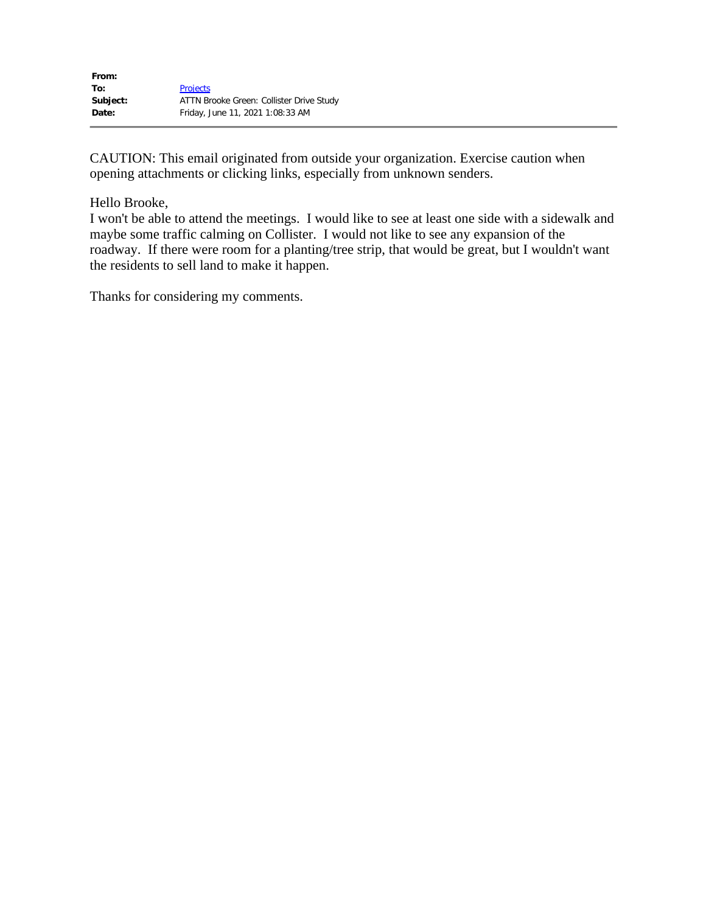**From:**
**To:** Projects
**Subject:** ATTN Brooke Green: Collister Drive Study
**Date:** Friday, June 11, 2021 1:08:33 AM

---

CAUTION: This email originated from outside your organization. Exercise caution when opening attachments or clicking links, especially from unknown senders.

Hello Brooke,
I won't be able to attend the meetings. I would like to see at least one side with a sidewalk and maybe some traffic calming on Collister. I would not like to see any expansion of the roadway. If there were room for a planting/tree strip, that would be great, but I wouldn't want the residents to sell land to make it happen.

Thanks for considering my comments.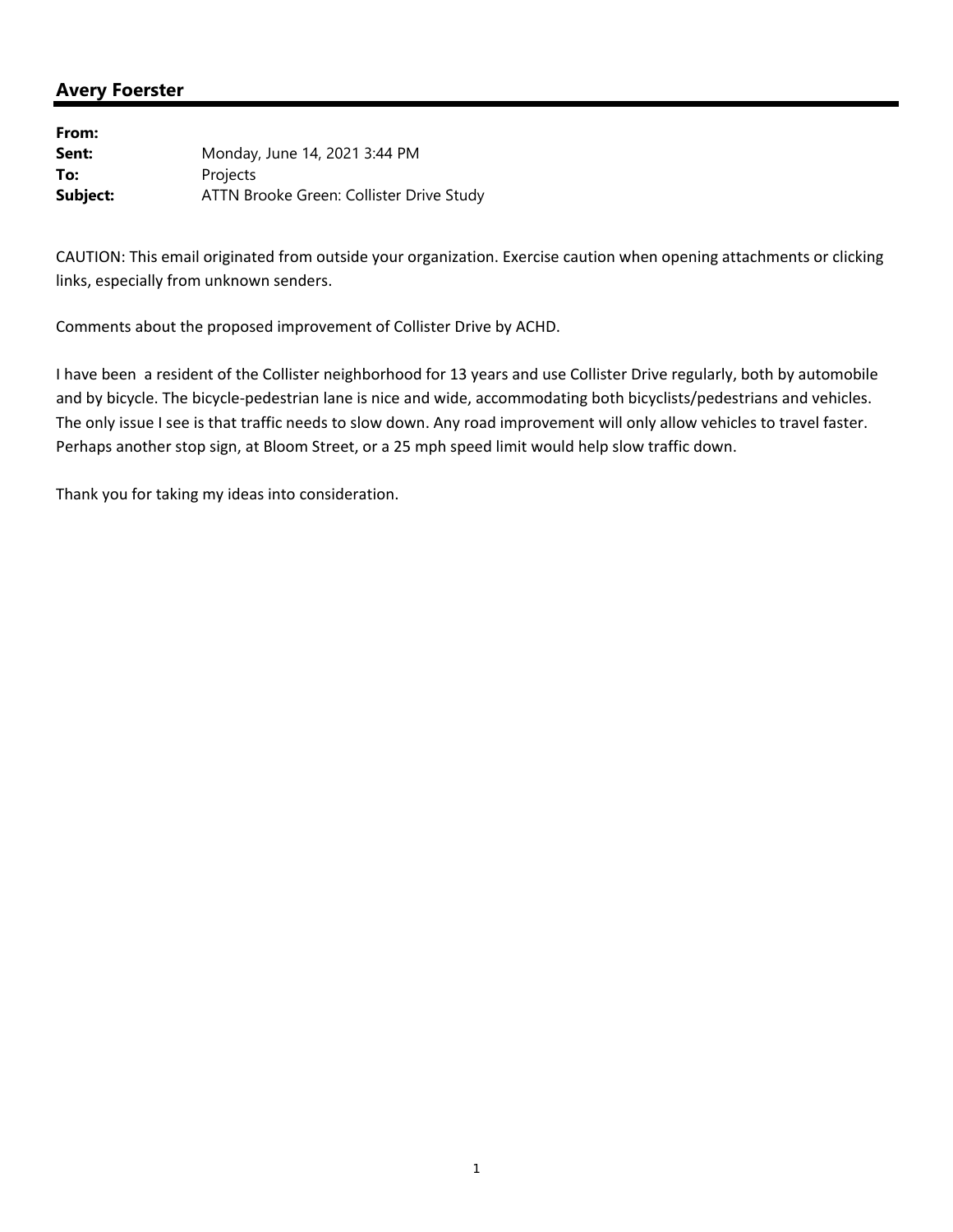## Avery Foerster

**From:**
**Sent:** Monday, June 14, 2021 3:44 PM
**To:** Projects
**Subject:** ATTN Brooke Green: Collister Drive Study

CAUTION: This email originated from outside your organization. Exercise caution when opening attachments or clicking links, especially from unknown senders.

Comments about the proposed improvement of Collister Drive by ACHD.

I have been a resident of the Collister neighborhood for 13 years and use Collister Drive regularly, both by automobile and by bicycle. The bicycle-pedestrian lane is nice and wide, accommodating both bicyclists/pedestrians and vehicles. The only issue I see is that traffic needs to slow down. Any road improvement will only allow vehicles to travel faster. Perhaps another stop sign, at Bloom Street, or a 25 mph speed limit would help slow traffic down.

Thank you for taking my ideas into consideration.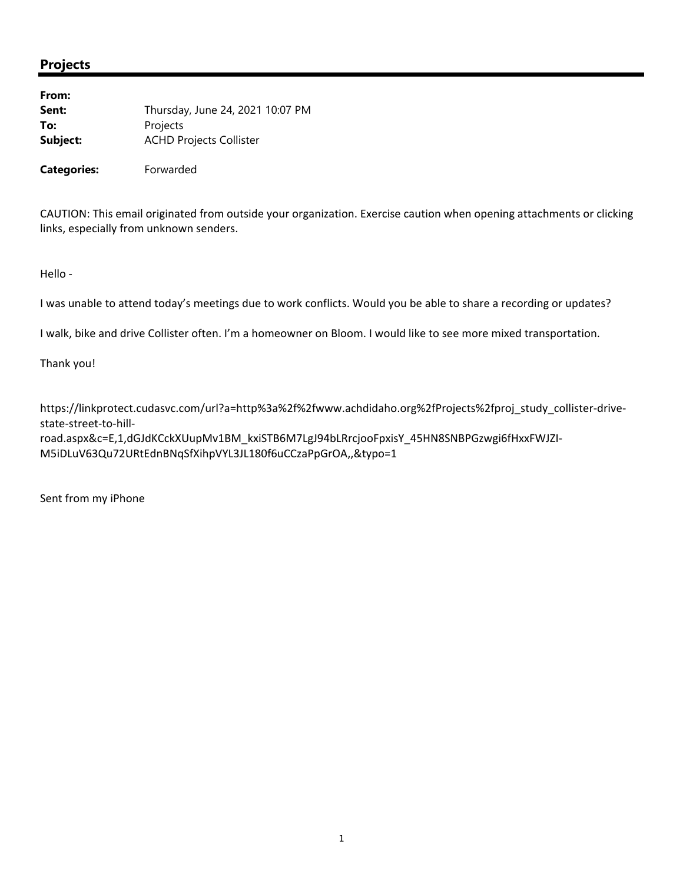## Projects

**From:**
**Sent:** Thursday, June 24, 2021 10:07 PM
**To:** Projects
**Subject:** ACHD Projects Collister

**Categories:** Forwarded

CAUTION: This email originated from outside your organization. Exercise caution when opening attachments or clicking links, especially from unknown senders.

Hello -

I was unable to attend today's meetings due to work conflicts. Would you be able to share a recording or updates?

I walk, bike and drive Collister often. I'm a homeowner on Bloom. I would like to see more mixed transportation.

Thank you!

https://linkprotect.cudasvc.com/url?a=http%3a%2f%2fwww.achdidaho.org%2fProjects%2fproj_study_collister-drive-state-street-to-hill-road.aspx&c=E,1,dGJdKCckXUupMv1BM_kxiSTB6M7LgJ94bLRrcjooFpxisY_45HN8SNBPGzwgi6fHxxFWJZI-M5iDLuV63Qu72URtEdnBNqSfXihpVYL3JL180f6uCCzaPpGrOA,,&typo=1

Sent from my iPhone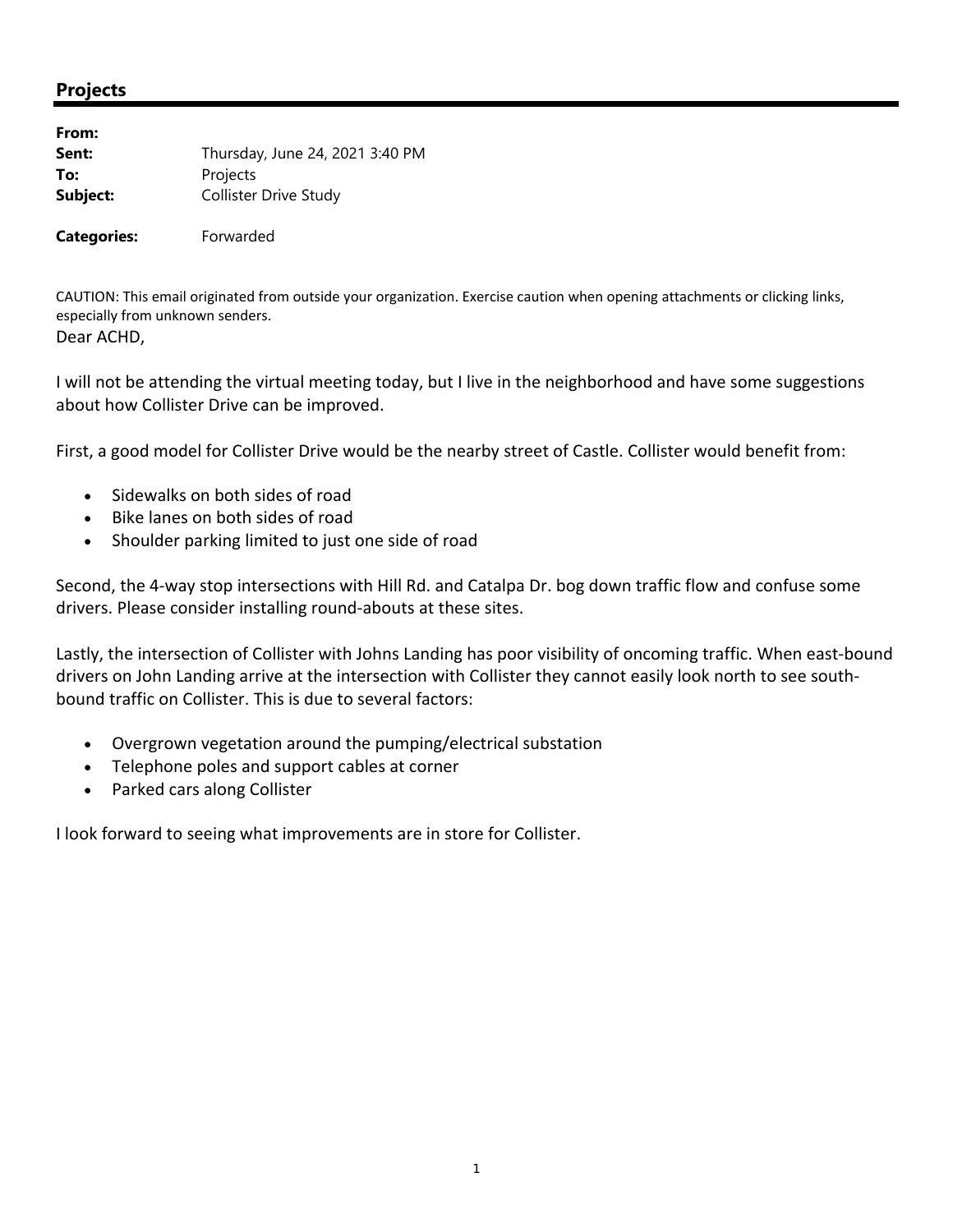## Projects

**From:**
**Sent:** Thursday, June 24, 2021 3:40 PM
**To:** Projects
**Subject:** Collister Drive Study

**Categories:** Forwarded

CAUTION: This email originated from outside your organization. Exercise caution when opening attachments or clicking links, especially from unknown senders.

Dear ACHD,

I will not be attending the virtual meeting today, but I live in the neighborhood and have some suggestions about how Collister Drive can be improved.

First, a good model for Collister Drive would be the nearby street of Castle. Collister would benefit from:

- Sidewalks on both sides of road
- Bike lanes on both sides of road
- Shoulder parking limited to just one side of road

Second, the 4-way stop intersections with Hill Rd. and Catalpa Dr. bog down traffic flow and confuse some drivers. Please consider installing round-abouts at these sites.

Lastly, the intersection of Collister with Johns Landing has poor visibility of oncoming traffic. When east-bound drivers on John Landing arrive at the intersection with Collister they cannot easily look north to see south-bound traffic on Collister. This is due to several factors:

- Overgrown vegetation around the pumping/electrical substation
- Telephone poles and support cables at corner
- Parked cars along Collister

I look forward to seeing what improvements are in store for Collister.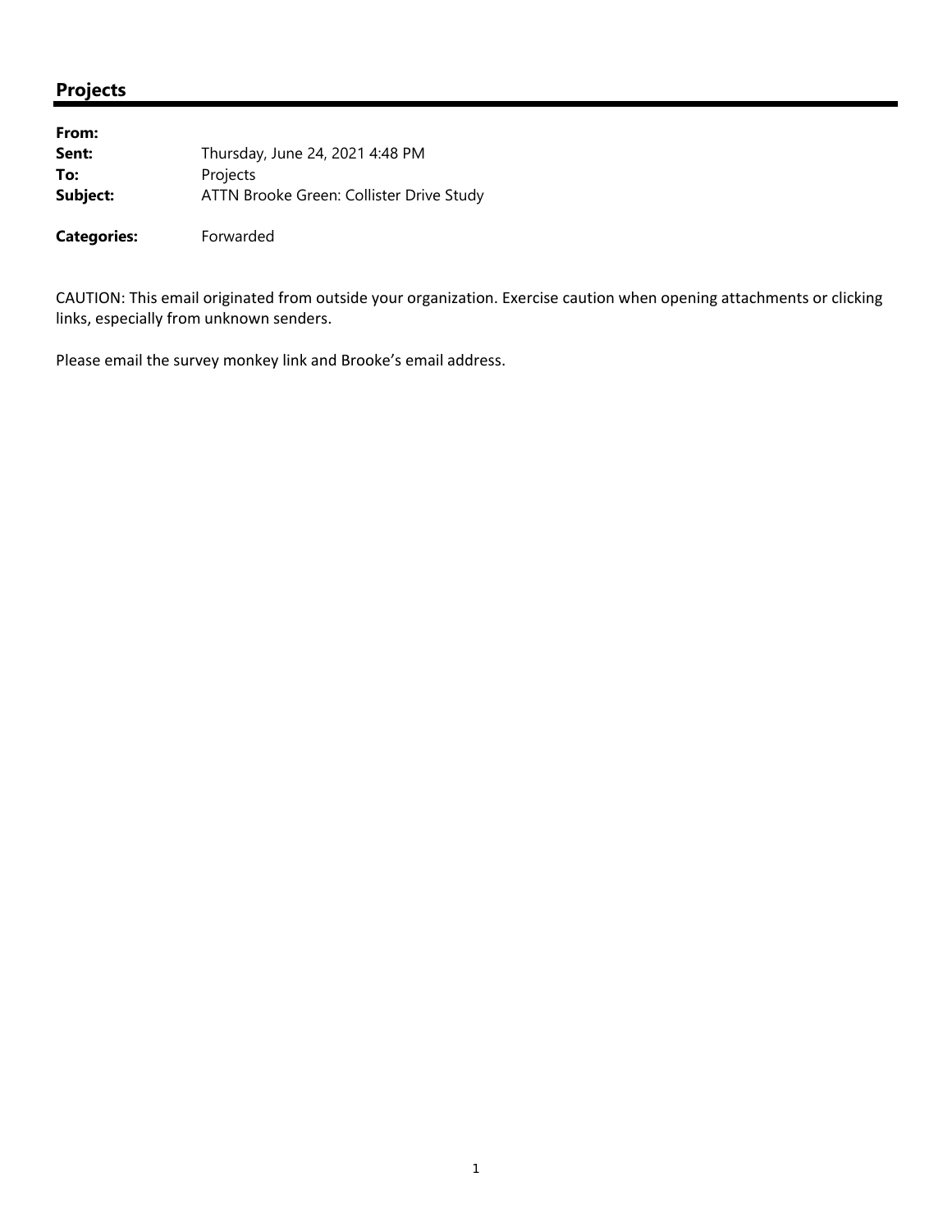## Projects

| | |
|---|---|
| **From:** | |
| **Sent:** | Thursday, June 24, 2021 4:48 PM |
| **To:** | Projects |
| **Subject:** | ATTN Brooke Green: Collister Drive Study |
| | |
| **Categories:** | Forwarded |

CAUTION: This email originated from outside your organization. Exercise caution when opening attachments or clicking links, especially from unknown senders.

Please email the survey monkey link and Brooke's email address.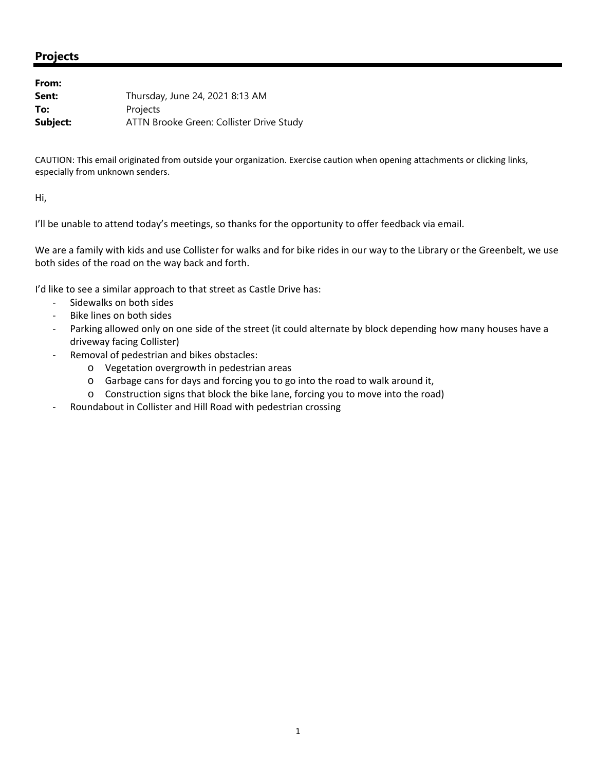## Projects

**From:**
**Sent:** Thursday, June 24, 2021 8:13 AM
**To:** Projects
**Subject:** ATTN Brooke Green: Collister Drive Study

CAUTION: This email originated from outside your organization. Exercise caution when opening attachments or clicking links, especially from unknown senders.

Hi,

I'll be unable to attend today's meetings, so thanks for the opportunity to offer feedback via email.

We are a family with kids and use Collister for walks and for bike rides in our way to the Library or the Greenbelt, we use both sides of the road on the way back and forth.

I'd like to see a similar approach to that street as Castle Drive has:

- Sidewalks on both sides
- Bike lines on both sides
- Parking allowed only on one side of the street (it could alternate by block depending how many houses have a driveway facing Collister)
- Removal of pedestrian and bikes obstacles:
  - Vegetation overgrowth in pedestrian areas
  - Garbage cans for days and forcing you to go into the road to walk around it,
  - Construction signs that block the bike lane, forcing you to move into the road)
- Roundabout in Collister and Hill Road with pedestrian crossing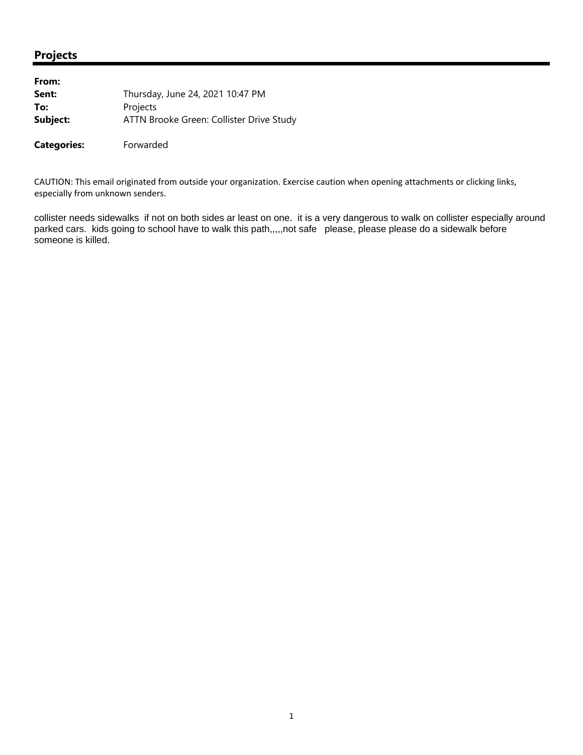## Projects

| | |
|---|---|
| **From:** | |
| **Sent:** | Thursday, June 24, 2021 10:47 PM |
| **To:** | Projects |
| **Subject:** | ATTN Brooke Green: Collister Drive Study |
| | |
| **Categories:** | Forwarded |

CAUTION: This email originated from outside your organization. Exercise caution when opening attachments or clicking links, especially from unknown senders.

collister needs sidewalks  if not on both sides ar least on one.  it is a very dangerous to walk on collister especially around parked cars.  kids going to school have to walk this path,,,,,not safe   please, please please do a sidewalk before someone is killed.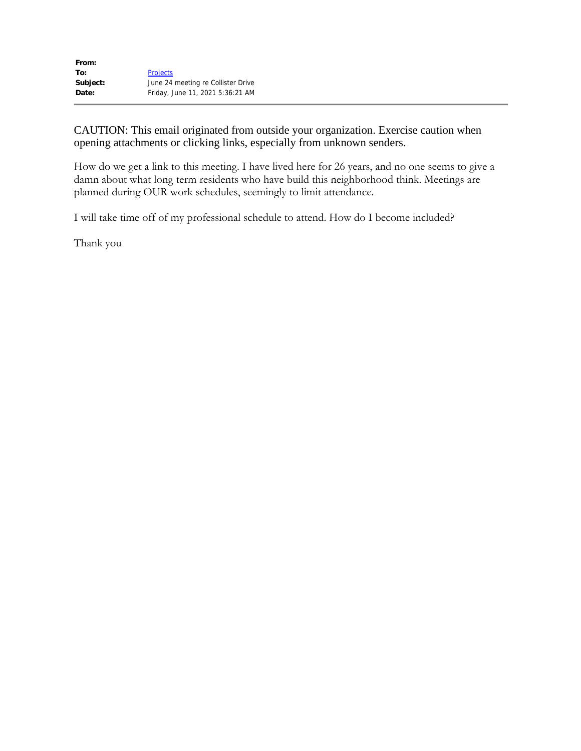| | |
|---|---|
| **From:** | |
| **To:** | Projects |
| **Subject:** | June 24 meeting re Collister Drive |
| **Date:** | Friday, June 11, 2021 5:36:21 AM |

---

CAUTION: This email originated from outside your organization. Exercise caution when opening attachments or clicking links, especially from unknown senders.

How do we get a link to this meeting. I have lived here for 26 years, and no one seems to give a damn about what long term residents who have build this neighborhood think. Meetings are planned during OUR work schedules, seemingly to limit attendance.

I will take time off of my professional schedule to attend. How do I become included?

Thank you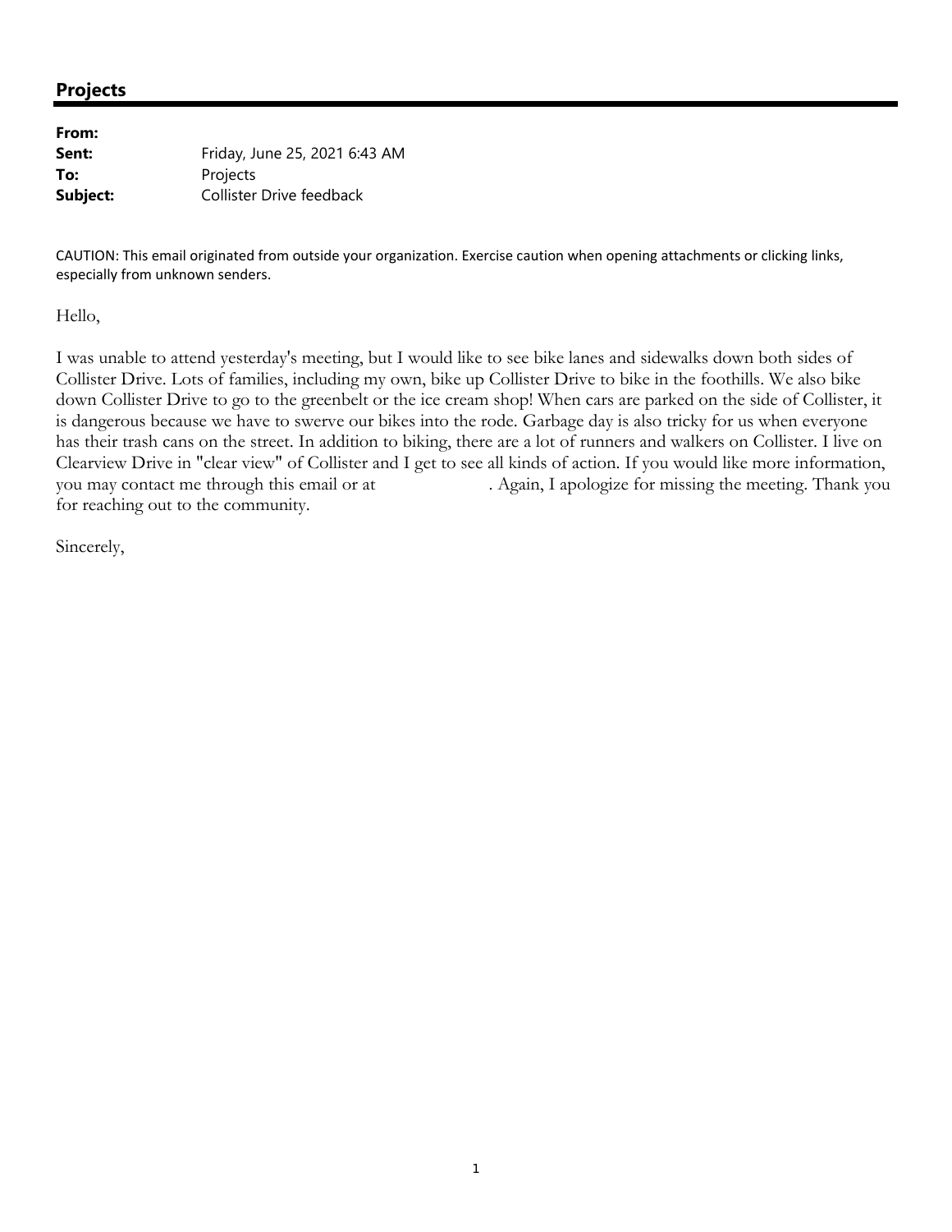## Projects

| | |
|---|---|
| **From:** | |
| **Sent:** | Friday, June 25, 2021 6:43 AM |
| **To:** | Projects |
| **Subject:** | Collister Drive feedback |

CAUTION: This email originated from outside your organization. Exercise caution when opening attachments or clicking links, especially from unknown senders.

Hello,

I was unable to attend yesterday's meeting, but I would like to see bike lanes and sidewalks down both sides of Collister Drive. Lots of families, including my own, bike up Collister Drive to bike in the foothills. We also bike down Collister Drive to go to the greenbelt or the ice cream shop! When cars are parked on the side of Collister, it is dangerous because we have to swerve our bikes into the rode. Garbage day is also tricky for us when everyone has their trash cans on the street. In addition to biking, there are a lot of runners and walkers on Collister. I live on Clearview Drive in "clear view" of Collister and I get to see all kinds of action. If you would like more information, you may contact me through this email or at . Again, I apologize for missing the meeting. Thank you for reaching out to the community.

Sincerely,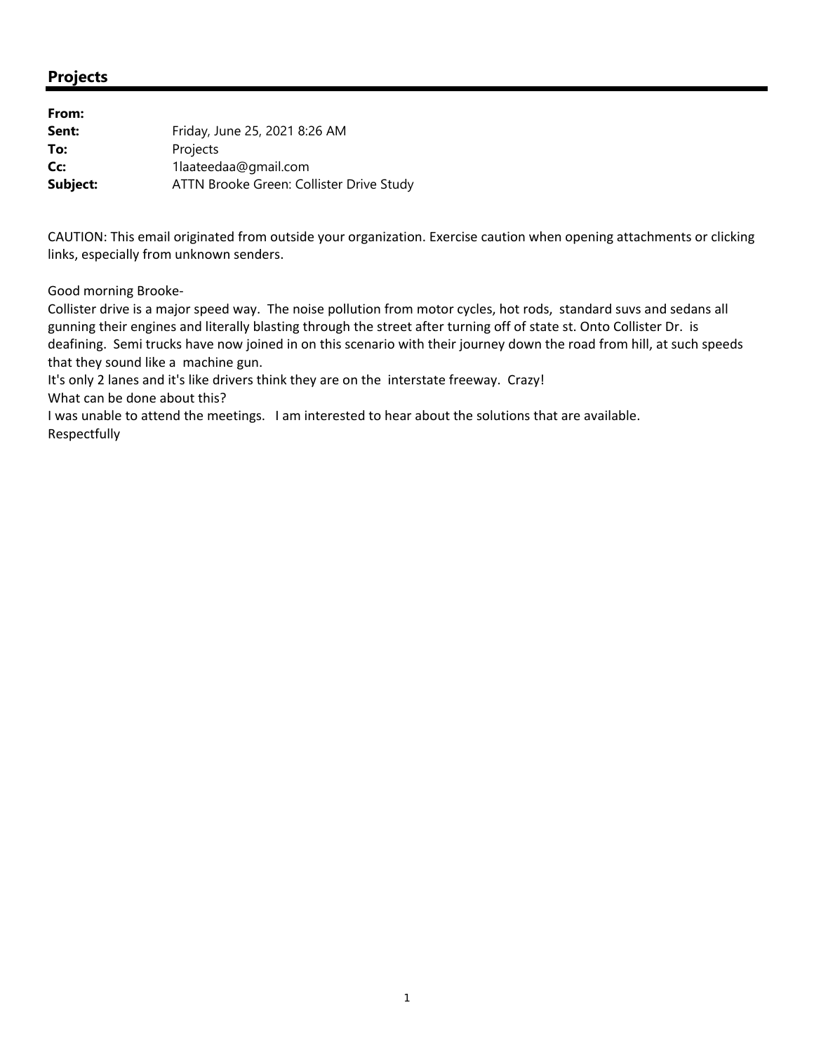## Projects

| | |
|---|---|
| **From:** | |
| **Sent:** | Friday, June 25, 2021 8:26 AM |
| **To:** | Projects |
| **Cc:** | 1laateedaa@gmail.com |
| **Subject:** | ATTN Brooke Green: Collister Drive Study |

CAUTION: This email originated from outside your organization. Exercise caution when opening attachments or clicking links, especially from unknown senders.

Good morning Brooke-
Collister drive is a major speed way. The noise pollution from motor cycles, hot rods, standard suvs and sedans all gunning their engines and literally blasting through the street after turning off of state st. Onto Collister Dr. is deafining. Semi trucks have now joined in on this scenario with their journey down the road from hill, at such speeds that they sound like a machine gun.
It's only 2 lanes and it's like drivers think they are on the interstate freeway. Crazy!
What can be done about this?
I was unable to attend the meetings. I am interested to hear about the solutions that are available.
Respectfully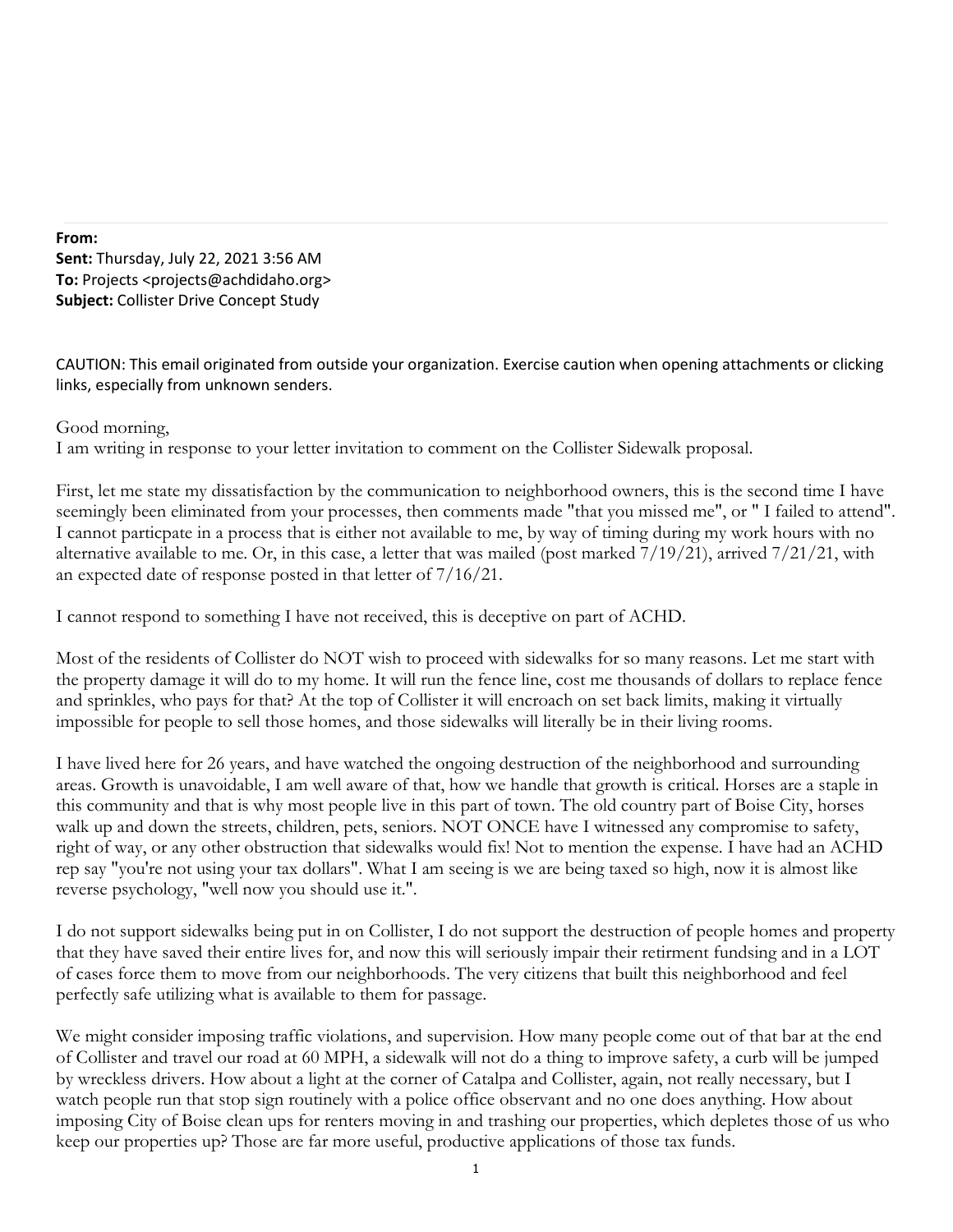**From:**
**Sent:** Thursday, July 22, 2021 3:56 AM
**To:** Projects <projects@achdidaho.org>
**Subject:** Collister Drive Concept Study

CAUTION: This email originated from outside your organization. Exercise caution when opening attachments or clicking links, especially from unknown senders.

Good morning,
I am writing in response to your letter invitation to comment on the Collister Sidewalk proposal.

First, let me state my dissatisfaction by the communication to neighborhood owners, this is the second time I have seemingly been eliminated from your processes, then comments made "that you missed me", or " I failed to attend". I cannot particpate in a process that is either not available to me, by way of timing during my work hours with no alternative available to me. Or, in this case, a letter that was mailed (post marked 7/19/21), arrived 7/21/21, with an expected date of response posted in that letter of 7/16/21.

I cannot respond to something I have not received, this is deceptive on part of ACHD.

Most of the residents of Collister do NOT wish to proceed with sidewalks for so many reasons. Let me start with the property damage it will do to my home. It will run the fence line, cost me thousands of dollars to replace fence and sprinkles, who pays for that? At the top of Collister it will encroach on set back limits, making it virtually impossible for people to sell those homes, and those sidewalks will literally be in their living rooms.

I have lived here for 26 years, and have watched the ongoing destruction of the neighborhood and surrounding areas. Growth is unavoidable, I am well aware of that, how we handle that growth is critical. Horses are a staple in this community and that is why most people live in this part of town. The old country part of Boise City, horses walk up and down the streets, children, pets, seniors. NOT ONCE have I witnessed any compromise to safety, right of way, or any other obstruction that sidewalks would fix! Not to mention the expense. I have had an ACHD rep say "you're not using your tax dollars". What I am seeing is we are being taxed so high, now it is almost like reverse psychology, "well now you should use it.".

I do not support sidewalks being put in on Collister, I do not support the destruction of people homes and property that they have saved their entire lives for, and now this will seriously impair their retirment fundsing and in a LOT of cases force them to move from our neighborhoods. The very citizens that built this neighborhood and feel perfectly safe utilizing what is available to them for passage.

We might consider imposing traffic violations, and supervision. How many people come out of that bar at the end of Collister and travel our road at 60 MPH, a sidewalk will not do a thing to improve safety, a curb will be jumped by wreckless drivers. How about a light at the corner of Catalpa and Collister, again, not really necessary, but I watch people run that stop sign routinely with a police office observant and no one does anything. How about imposing City of Boise clean ups for renters moving in and trashing our properties, which depletes those of us who keep our properties up? Those are far more useful, productive applications of those tax funds.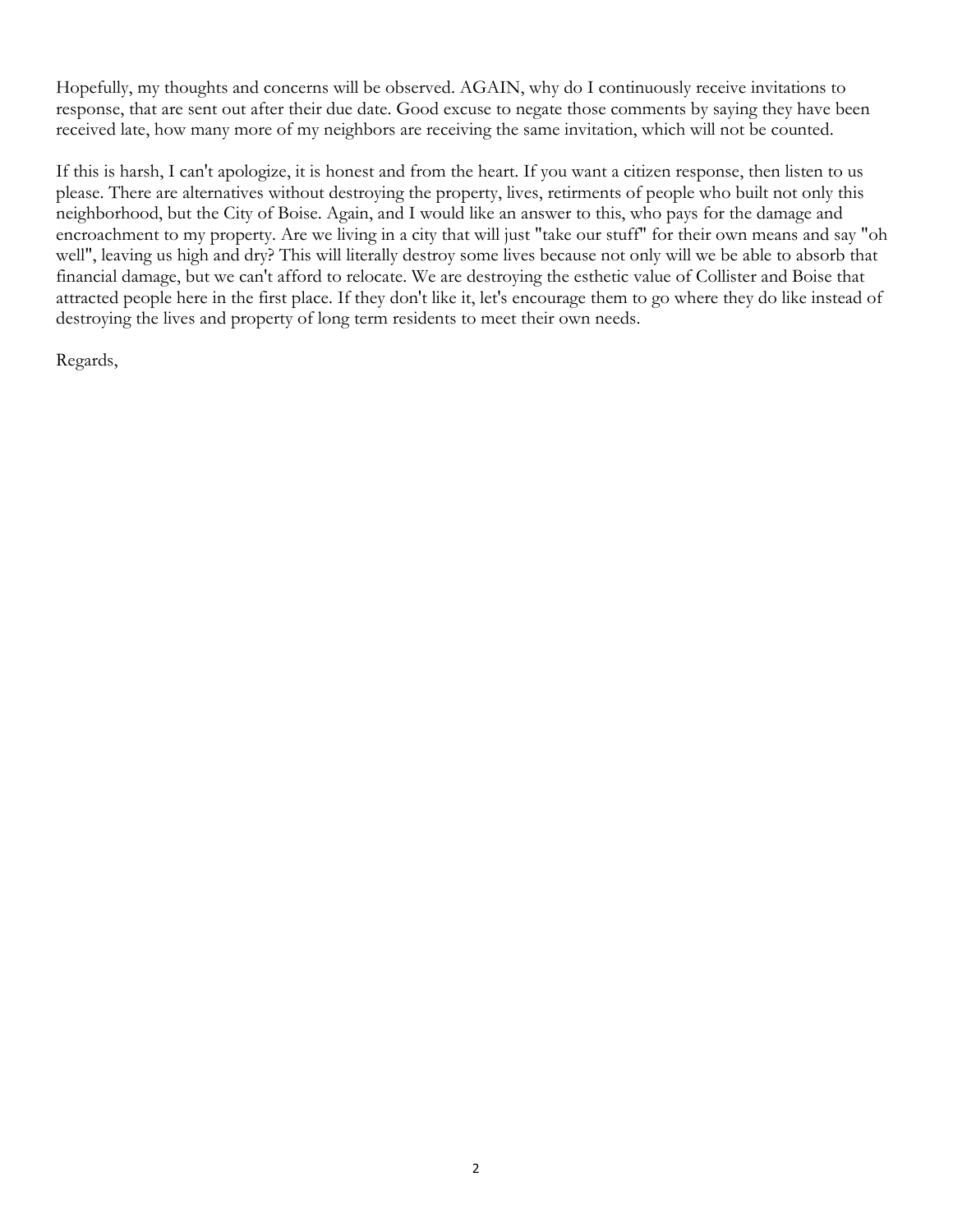Hopefully, my thoughts and concerns will be observed. AGAIN, why do I continuously receive invitations to response, that are sent out after their due date. Good excuse to negate those comments by saying they have been received late, how many more of my neighbors are receiving the same invitation, which will not be counted.

If this is harsh, I can't apologize, it is honest and from the heart. If you want a citizen response, then listen to us please. There are alternatives without destroying the property, lives, retirments of people who built not only this neighborhood, but the City of Boise. Again, and I would like an answer to this, who pays for the damage and encroachment to my property. Are we living in a city that will just "take our stuff" for their own means and say "oh well", leaving us high and dry? This will literally destroy some lives because not only will we be able to absorb that financial damage, but we can't afford to relocate. We are destroying the esthetic value of Collister and Boise that attracted people here in the first place. If they don't like it, let's encourage them to go where they do like instead of destroying the lives and property of long term residents to meet their own needs.

Regards,